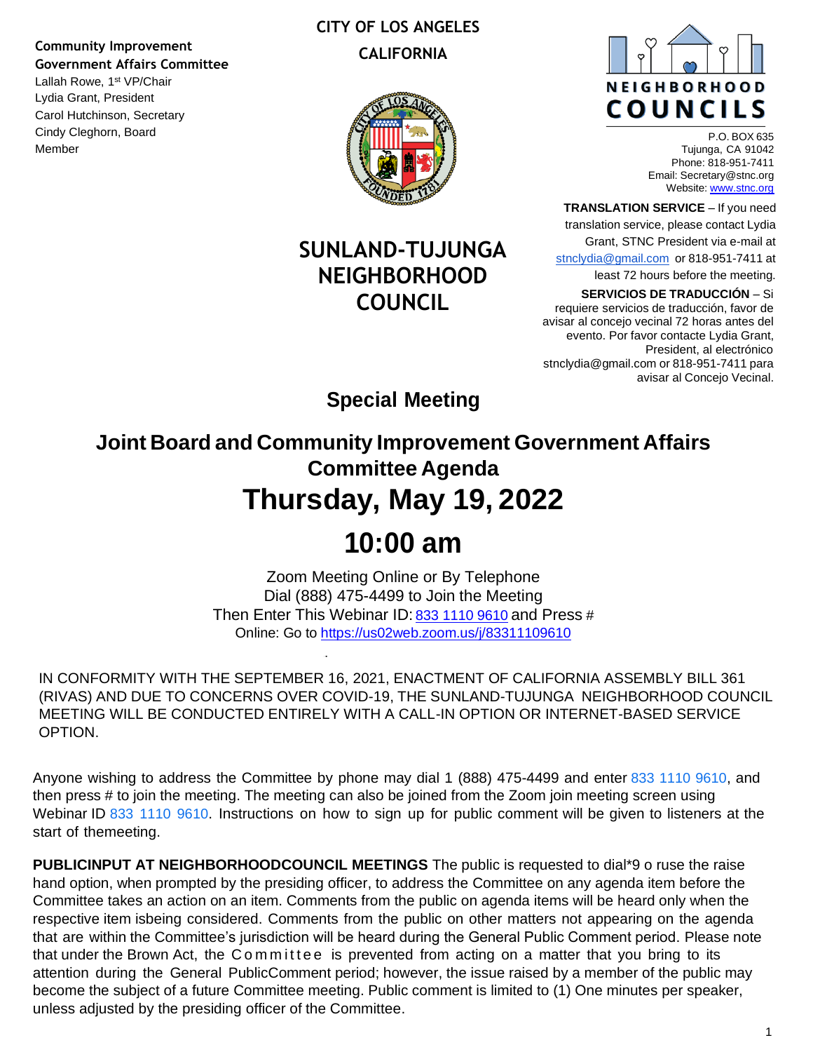**Community Improvement Government Affairs Committee**
Lallah Rowe, 1st VP/Chair
Lydia Grant, President
Carol Hutchinson, Secretary
Cindy Cleghorn, Board Member

**CITY OF LOS ANGELES**
**CALIFORNIA**

# SUNLAND-TUJUNGA NEIGHBORHOOD COUNCIL

NEIGHBORHOOD COUNCILS

P.O. BOX 635
Tujunga, CA 91042
Phone: 818-951-7411
Email: Secretary@stnc.org
Website: www.stnc.org

**TRANSLATION SERVICE** – If you need translation service, please contact Lydia Grant, STNC President via e-mail at stnclydia@gmail.com or 818-951-7411 at least 72 hours before the meeting.

**SERVICIOS DE TRADUCCIÓN** – Si requiere servicios de traducción, favor de avisar al concejo vecinal 72 horas antes del evento. Por favor contacte Lydia Grant, President, al electrónico stnclydia@gmail.com or 818-951-7411 para avisar al Concejo Vecinal.

## Special Meeting

## Joint Board and Community Improvement Government Affairs Committee Agenda

# Thursday, May 19, 2022

# 10:00 am

Zoom Meeting Online or By Telephone
Dial (888) 475-4499 to Join the Meeting
Then Enter This Webinar ID: 833 1110 9610 and Press #
Online: Go to https://us02web.zoom.us/j/83311109610

IN CONFORMITY WITH THE SEPTEMBER 16, 2021, ENACTMENT OF CALIFORNIA ASSEMBLY BILL 361 (RIVAS) AND DUE TO CONCERNS OVER COVID-19, THE SUNLAND-TUJUNGA NEIGHBORHOOD COUNCIL MEETING WILL BE CONDUCTED ENTIRELY WITH A CALL-IN OPTION OR INTERNET-BASED SERVICE OPTION.

Anyone wishing to address the Committee by phone may dial 1 (888) 475-4499 and enter 833 1110 9610, and then press # to join the meeting. The meeting can also be joined from the Zoom join meeting screen using Webinar ID 833 1110 9610. Instructions on how to sign up for public comment will be given to listeners at the start of themeeting.

**PUBLICINPUT AT NEIGHBORHOODCOUNCIL MEETINGS** The public is requested to dial*9 o ruse the raise hand option, when prompted by the presiding officer, to address the Committee on any agenda item before the Committee takes an action on an item. Comments from the public on agenda items will be heard only when the respective item isbeing considered. Comments from the public on other matters not appearing on the agenda that are within the Committee's jurisdiction will be heard during the General Public Comment period. Please note that under the Brown Act, the Committee is prevented from acting on a matter that you bring to its attention during the General PublicComment period; however, the issue raised by a member of the public may become the subject of a future Committee meeting. Public comment is limited to (1) One minutes per speaker, unless adjusted by the presiding officer of the Committee.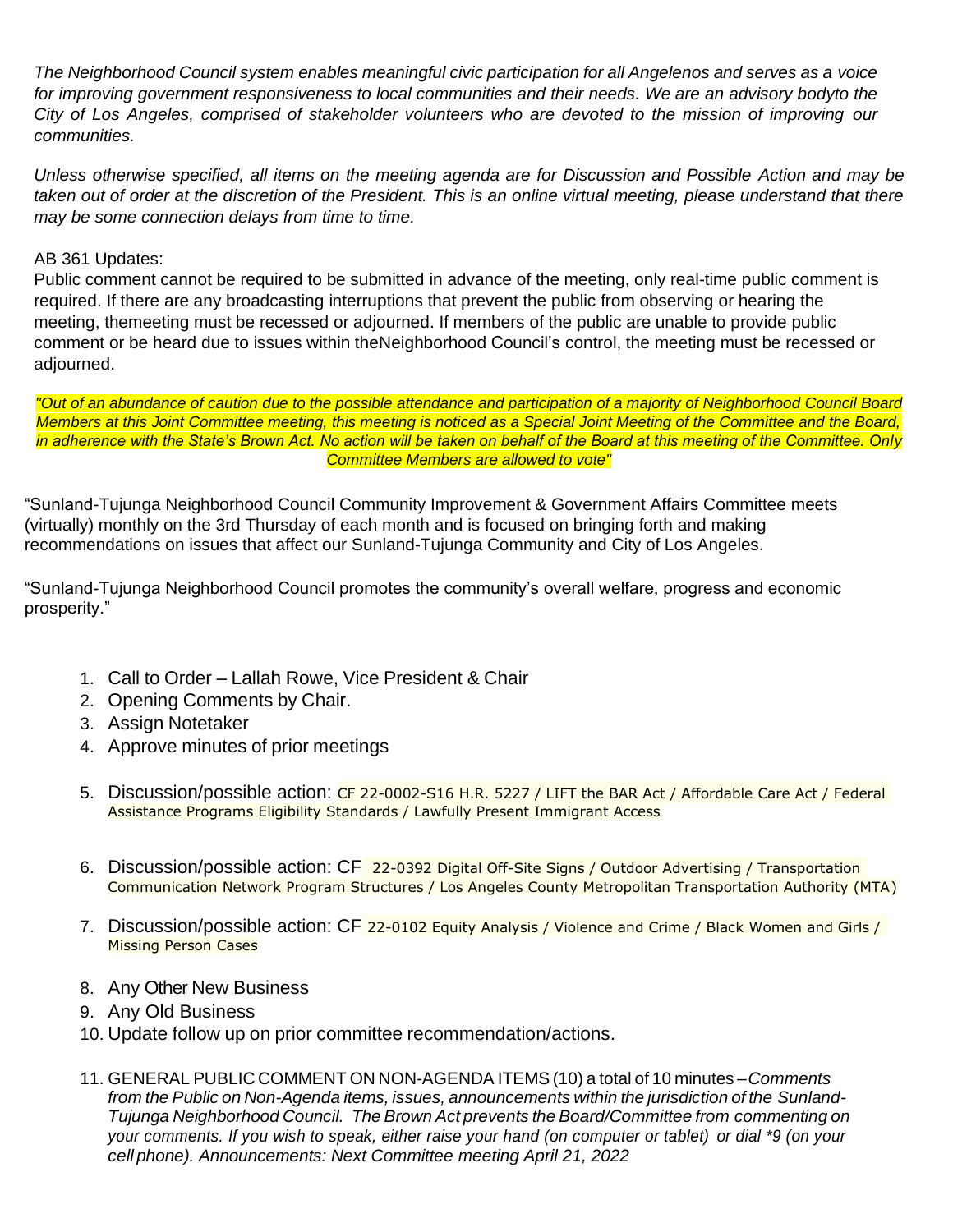*The Neighborhood Council system enables meaningful civic participation for all Angelenos and serves as a voice for improving government responsiveness to local communities and their needs. We are an advisory bodyto the City of Los Angeles, comprised of stakeholder volunteers who are devoted to the mission of improving our communities.*

*Unless otherwise specified, all items on the meeting agenda are for Discussion and Possible Action and may be taken out of order at the discretion of the President. This is an online virtual meeting, please understand that there may be some connection delays from time to time.*

AB 361 Updates:
Public comment cannot be required to be submitted in advance of the meeting, only real-time public comment is required. If there are any broadcasting interruptions that prevent the public from observing or hearing the meeting, themeeting must be recessed or adjourned. If members of the public are unable to provide public comment or be heard due to issues within theNeighborhood Council's control, the meeting must be recessed or adjourned.

*"Out of an abundance of caution due to the possible attendance and participation of a majority of Neighborhood Council Board Members at this Joint Committee meeting, this meeting is noticed as a Special Joint Meeting of the Committee and the Board, in adherence with the State's Brown Act. No action will be taken on behalf of the Board at this meeting of the Committee. Only Committee Members are allowed to vote"*

"Sunland-Tujunga Neighborhood Council Community Improvement & Government Affairs Committee meets (virtually) monthly on the 3rd Thursday of each month and is focused on bringing forth and making recommendations on issues that affect our Sunland-Tujunga Community and City of Los Angeles.

"Sunland-Tujunga Neighborhood Council promotes the community's overall welfare, progress and economic prosperity."

1. Call to Order – Lallah Rowe, Vice President & Chair
2. Opening Comments by Chair.
3. Assign Notetaker
4. Approve minutes of prior meetings
5. Discussion/possible action: CF 22-0002-S16 H.R. 5227 / LIFT the BAR Act / Affordable Care Act / Federal Assistance Programs Eligibility Standards / Lawfully Present Immigrant Access
6. Discussion/possible action: CF 22-0392 Digital Off-Site Signs / Outdoor Advertising / Transportation Communication Network Program Structures / Los Angeles County Metropolitan Transportation Authority (MTA)
7. Discussion/possible action: CF 22-0102 Equity Analysis / Violence and Crime / Black Women and Girls / Missing Person Cases
8. Any Other New Business
9. Any Old Business
10. Update follow up on prior committee recommendation/actions.
11. GENERAL PUBLIC COMMENT ON NON-AGENDA ITEMS (10) a total of 10 minutes – *Comments from the Public on Non-Agenda items, issues, announcements within the jurisdiction of the Sunland-Tujunga Neighborhood Council. The Brown Act prevents the Board/Committee from commenting on your comments. If you wish to speak, either raise your hand (on computer or tablet) or dial *9 (on your cell phone). Announcements: Next Committee meeting April 21, 2022*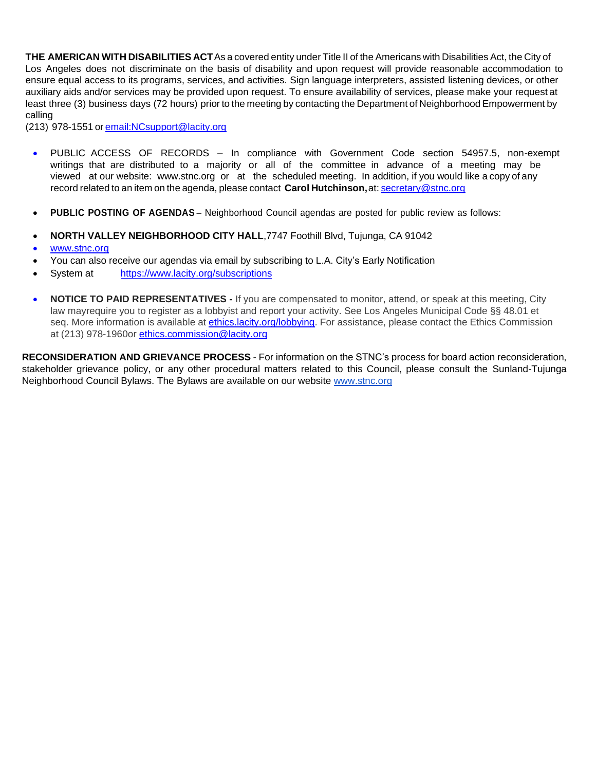**THE AMERICAN WITH DISABILITIES ACT** As a covered entity under Title II of the Americans with Disabilities Act, the City of Los Angeles does not discriminate on the basis of disability and upon request will provide reasonable accommodation to ensure equal access to its programs, services, and activities. Sign language interpreters, assisted listening devices, or other auxiliary aids and/or services may be provided upon request. To ensure availability of services, please make your request at least three (3) business days (72 hours) prior to the meeting by contacting the Department of Neighborhood Empowerment by calling
(213) 978-1551 or email:NCsupport@lacity.org

- PUBLIC ACCESS OF RECORDS – In compliance with Government Code section 54957.5, non-exempt writings that are distributed to a majority or all of the committee in advance of a meeting may be viewed at our website: www.stnc.org or at the scheduled meeting. In addition, if you would like a copy of any record related to an item on the agenda, please contact **Carol Hutchinson,** at: secretary@stnc.org

- **PUBLIC POSTING OF AGENDAS** – Neighborhood Council agendas are posted for public review as follows:

- **NORTH VALLEY NEIGHBORHOOD CITY HALL**,7747 Foothill Blvd, Tujunga, CA 91042
- www.stnc.org
- You can also receive our agendas via email by subscribing to L.A. City's Early Notification
- System at https://www.lacity.org/subscriptions

- **NOTICE TO PAID REPRESENTATIVES -** If you are compensated to monitor, attend, or speak at this meeting, City law mayrequire you to register as a lobbyist and report your activity. See Los Angeles Municipal Code §§ 48.01 et seq. More information is available at ethics.lacity.org/lobbying. For assistance, please contact the Ethics Commission at (213) 978-1960or ethics.commission@lacity.org

**RECONSIDERATION AND GRIEVANCE PROCESS** - For information on the STNC's process for board action reconsideration, stakeholder grievance policy, or any other procedural matters related to this Council, please consult the Sunland-Tujunga Neighborhood Council Bylaws. The Bylaws are available on our website www.stnc.org